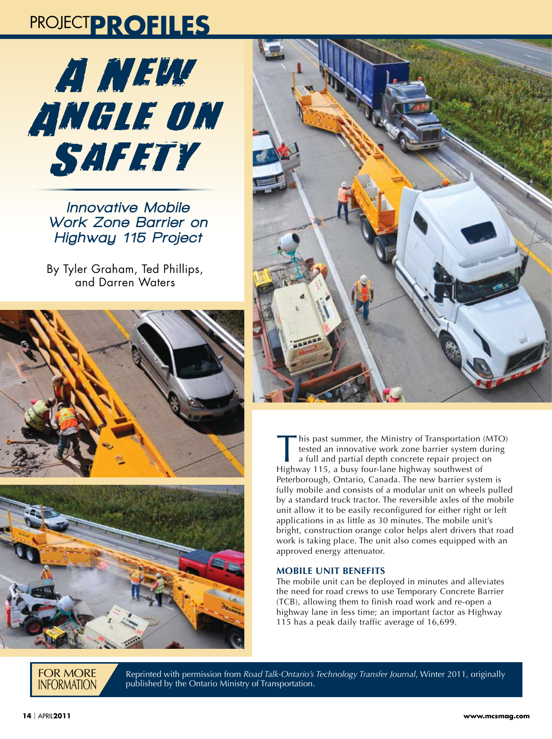PROJECT **PROFILES**

# A New Angle on Safety

### *Innovative Mobile Work Zone Barrier on Highway 115 Project*

By Tyler Graham, Ted Phillips, and Darren Waters

This past summer, the Ministry of Transportation (MTO) tested an innovative work zone barrier system during a full and partial depth concrete repair project on Highway 115, a busy four-lane highway southwest of Peterborough, Ontario, Canada. The new barrier system is fully mobile and consists of a modular unit on wheels pulled by a standard truck tractor. The reversible axles of the mobile unit allow it to be easily reconfigured for either right or left applications in as little as 30 minutes. The mobile unit's bright, construction orange color helps alert drivers that road work is taking place. The unit also comes equipped with an approved energy attenuator.

## MOBILE UNIT BENEFITS

The mobile unit can be deployed in minutes and alleviates the need for road crews to use Temporary Concrete Barrier (TCB), allowing them to finish road work and re-open a highway lane in less time; an important factor as Highway 115 has a peak daily traffic average of 16,699.

FOR MORE INFORMATION

Reprinted with permission from *Road Talk-Ontario's Technology Transfer Journal*, Winter 2011, originally published by the Ontario Ministry of Transportation.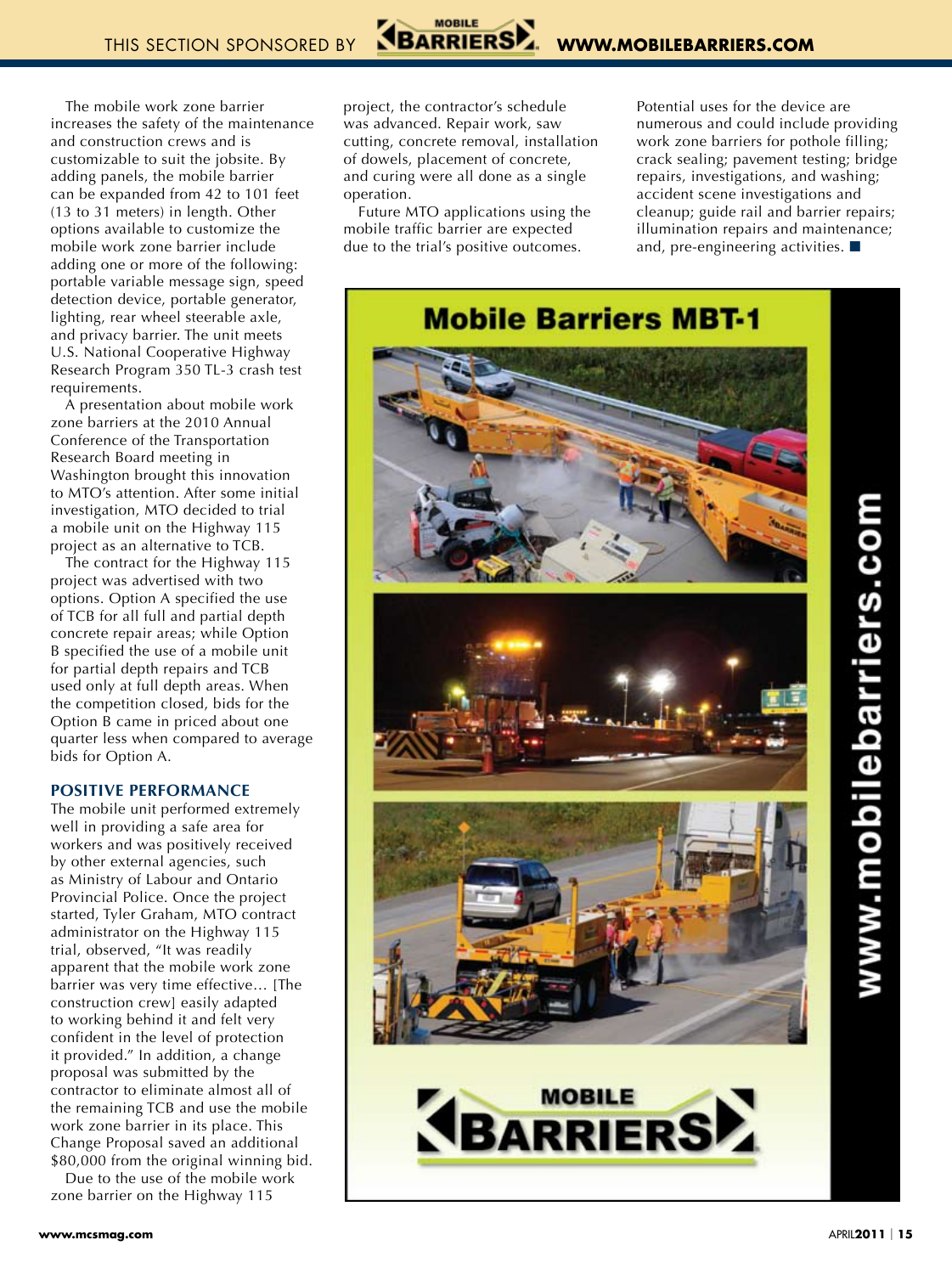The mobile work zone barrier increases the safety of the maintenance and construction crews and is customizable to suit the jobsite. By adding panels, the mobile barrier can be expanded from 42 to 101 feet (13 to 31 meters) in length. Other options available to customize the mobile work zone barrier include adding one or more of the following: portable variable message sign, speed detection device, portable generator, lighting, rear wheel steerable axle, and privacy barrier. The unit meets U.S. National Cooperative Highway Research Program 350 TL-3 crash test requirements.

A presentation about mobile work zone barriers at the 2010 Annual Conference of the Transportation Research Board meeting in Washington brought this innovation to MTO's attention. After some initial investigation, MTO decided to trial a mobile unit on the Highway 115 project as an alternative to TCB.

The contract for the Highway 115 project was advertised with two options. Option A specified the use of TCB for all full and partial depth concrete repair areas; while Option B specified the use of a mobile unit for partial depth repairs and TCB used only at full depth areas. When the competition closed, bids for the Option B came in priced about one quarter less when compared to average bids for Option A.

### POSITIVE PERFORMANCE

The mobile unit performed extremely well in providing a safe area for workers and was positively received by other external agencies, such as Ministry of Labour and Ontario Provincial Police. Once the project started, Tyler Graham, MTO contract administrator on the Highway 115 trial, observed, "It was readily apparent that the mobile work zone barrier was very time effective... [The construction crew] easily adapted to working behind it and felt very confident in the level of protection it provided." In addition, a change proposal was submitted by the contractor to eliminate almost all of the remaining TCB and use the mobile work zone barrier in its place. This Change Proposal saved an additional $80,000 from the original winning bid.

Due to the use of the mobile work zone barrier on the Highway 115 project, the contractor's schedule was advanced. Repair work, saw cutting, concrete removal, installation of dowels, placement of concrete, and curing were all done as a single operation.

Future MTO applications using the mobile traffic barrier are expected due to the trial's positive outcomes.

Potential uses for the device are numerous and could include providing work zone barriers for pothole filling; crack sealing; pavement testing; bridge repairs, investigations, and washing; accident scene investigations and cleanup; guide rail and barrier repairs; illumination repairs and maintenance; and, pre-engineering activities. ■

Mobile Barriers MBT-1

MOBILE BARRIERS

www.mobilebarriers.com